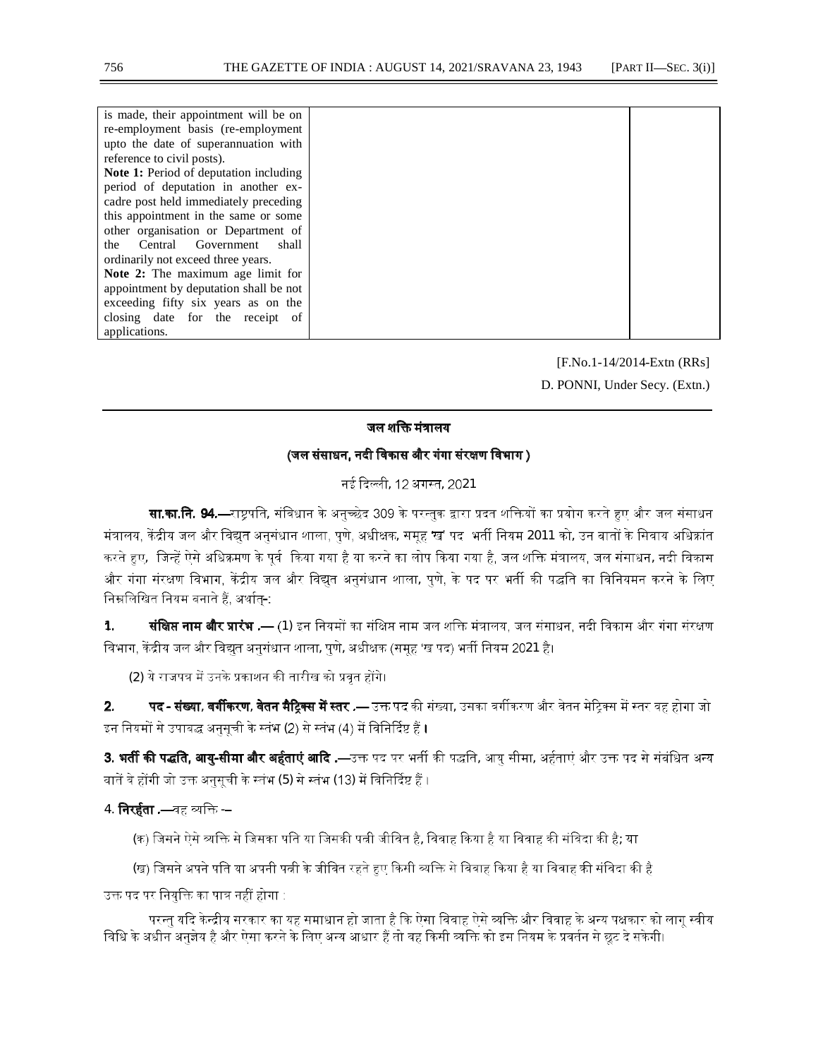| is made, their appointment will be on re-employment basis (re-employment upto the date of superannuation with reference to civil posts).<br>**Note 1:** Period of deputation including period of deputation in another ex-cadre post held immediately preceding this appointment in the same or some other organisation or Department of the Central Government shall ordinarily not exceed three years.<br>**Note 2:** The maximum age limit for appointment by deputation shall be not exceeding fifty six years as on the closing date for the receipt of applications. | | |
|---|---|---|

[F.No.1-14/2014-Extn (RRs]

D. PONNI, Under Secy. (Extn.)

---

## जल शक्ति मंत्रालय

### (जल संसाधन, नदी विकास और गंगा संरक्षण विभाग )

नई दिल्ली, 12 अगस्त, 2021

**सा.का.नि. 94.—**राष्ट्रपति, संविधान के अनुच्छेद 309 के परन्तुक द्वारा प्रदत्त शक्तियों का प्रयोग करते हुए और जल संसाधन मंत्रालय, केंद्रीय जल और विद्युत अनुसंधान शाला, पुणे, अधीक्षक, समूह 'ख' पद भर्ती नियम 2011 को, उन बातों के सिवाय अधिक्रांत करते हुए, जिन्हें ऐसे अधिक्रमण के पूर्व किया गया है या करने का लोप किया गया है, जल शक्ति मंत्रालय, जल संसाधन, नदी विकास और गंगा संरक्षण विभाग, केंद्रीय जल और विद्युत अनुसंधान शाला, पुणे, के पद पर भर्ती की पद्धति का विनियमन करने के लिए निम्नलिखित नियम बनाते हैं, अर्थात्-:

**1. संक्षिप्त नाम और प्रारंभ .—** (1) इन नियमों का संक्षिप्त नाम जल शक्ति मंत्रालय, जल संसाधन, नदी विकास और गंगा संरक्षण विभाग, केंद्रीय जल और विद्युत अनुसंधान शाला, पुणे, अधीक्षक (समूह 'ख पद) भर्ती नियम 2021 है।

(2) ये राजपत्र में उनके प्रकाशन की तारीख को प्रवृत्त होंगे।

**2. पद - संख्या, वर्गीकरण, वेतन मैट्रिक्स में स्तर .—** उक्त पद की संख्या, उसका वर्गीकरण और वेतन मेट्रिक्स में स्तर वह होगा जो इन नियमों से उपाबद्ध अनुसूची के स्तंभ (2) से स्तंभ (4) में विनिर्दिष्ट हैं।

**3. भर्ती की पद्धति, आयु-सीमा और अर्हताएं आदि .—**उक्त पद पर भर्ती की पद्धति, आयु सीमा, अर्हताएं और उक्त पद से संबंधित अन्य बातें वे होंगी जो उक्त अनुसूची के स्तंभ (5) से स्तंभ (13) में विनिर्दिष्ट हैं।

4. **निरर्हता .—**वह व्यक्ति -–

(क) जिसने ऐसे व्यक्ति से जिसका पति या जिसकी पत्नी जीवित है, विवाह किया है या विवाह की संविदा की है; या

(ख) जिसने अपने पति या अपनी पत्नी के जीवित रहते हुए किसी व्यक्ति से विवाह किया है या विवाह की संविदा की है

उक्त पद पर नियुक्ति का पात्र नहीं होगा :

परन्तु यदि केन्द्रीय सरकार का यह समाधान हो जाता है कि ऐसा विवाह ऐसे व्यक्ति और विवाह के अन्य पक्षकार को लागू स्वीय विधि के अधीन अनुज्ञेय है और ऐसा करने के लिए अन्य आधार हैं तो वह किसी व्यक्ति को इस नियम के प्रवर्तन से छूट दे सकेगी।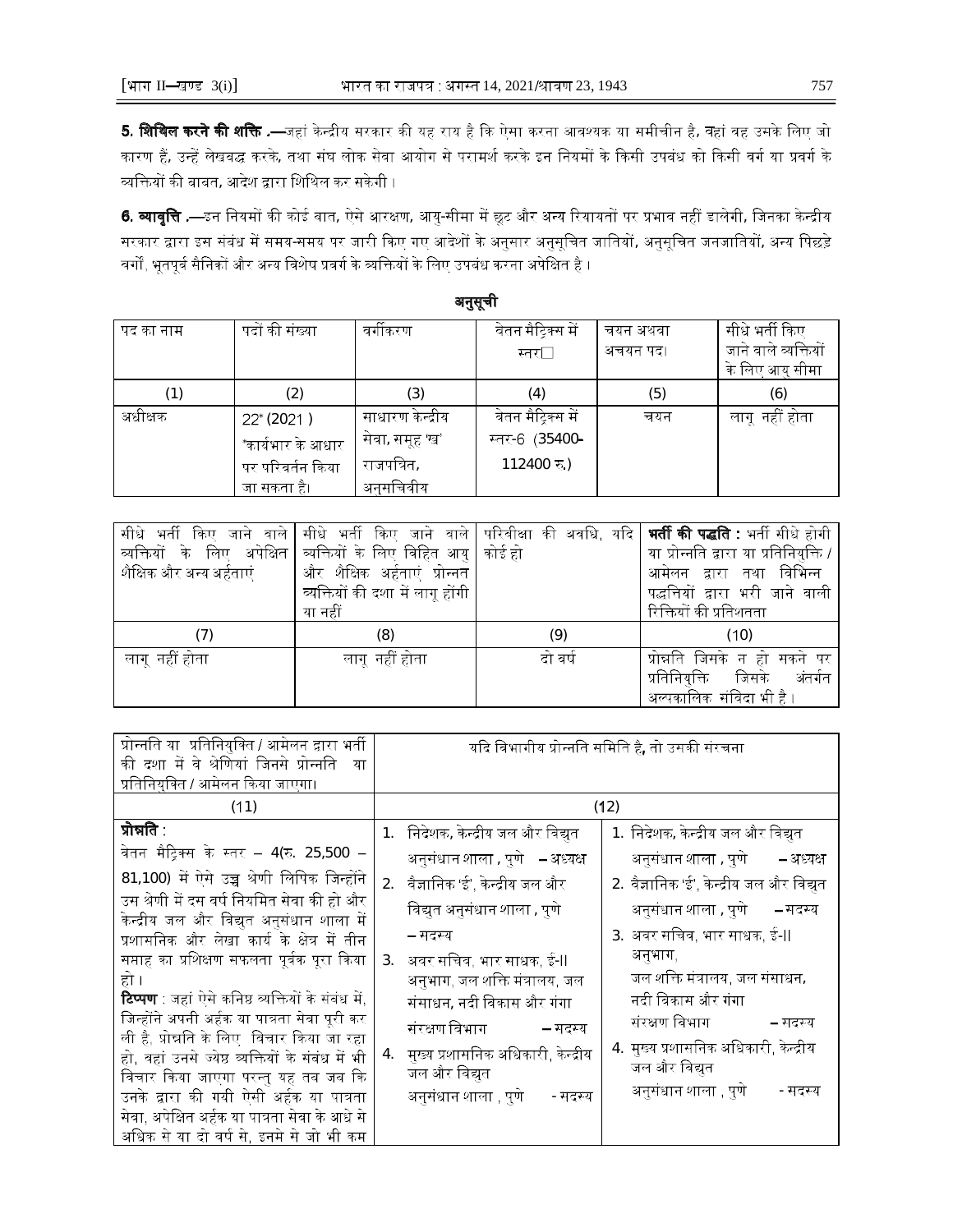**5. शिथिल करने की शक्ति .**—जहां केन्द्रीय सरकार की यह राय है कि ऐसा करना आवश्यक या समीचीन है, वहां वह उसके लिए जो कारण हैं, उन्हें लेखबद्ध करके, तथा संघ लोक सेवा आयोग से परामर्श करके इन नियमों के किसी उपबंध को किसी वर्ग या प्रवर्ग के व्यक्तियों की बाबत, आदेश द्वारा शिथिल कर सकेगी ।

**6. व्यावृत्ति .**—इन नियमों की कोई बात, ऐसे आरक्षण, आयु-सीमा में छूट और अन्य रियायतों पर प्रभाव नहीं डालेगी, जिनका केन्द्रीय सरकार द्वारा इस संबंध में समय-समय पर जारी किए गए आदेशों के अनुसार अनुसूचित जातियों, अनुसूचित जनजातियों, अन्य पिछड़े वर्गों, भूतपूर्व सैनिकों और अन्य विशेष प्रवर्ग के व्यक्तियों के लिए उपबंध करना अपेक्षित है ।

## अनुसूची

| पद का नाम | पदों की संख्या | वर्गीकरण | वेतन मैट्रिक्स में स्तर | चयन अथवा अचयन पद। | सीधे भर्ती किए जाने वाले व्यक्तियों के लिए आयु सीमा |
|---|---|---|---|---|---|
| (1) | (2) | (3) | (4) | (5) | (6) |
| अधीक्षक | 22* (2021 ) *कार्यभार के आधार पर परिवर्तन किया जा सकता है। | साधारण केन्द्रीय सेवा, समूह 'ख' राजपत्रित, अननुसचिवीय | वेतन मैट्रिक्स में स्तर-6 (35400-112400 रु.) | चयन | लागू नहीं होता |

| सीधे भर्ती किए जाने वाले व्यक्तियों के लिए अपेक्षित शैक्षिक और अन्य अर्हताएं | सीधे भर्ती किए जाने वाले व्यक्तियों के लिए विहित आयु और शैक्षिक अर्हताएं प्रोन्नत व्यक्तियों की दशा में लागू होंगी या नहीं | परिवीक्षा की अवधि, यदि कोई हो | **भर्ती की पद्धति :** भर्ती सीधे होगी या प्रोन्नति द्वारा या प्रतिनियुक्ति / आमेलन द्वारा तथा विभिन्न पद्धतियों द्वारा भरी जाने वाली रिक्तियों की प्रतिशतता |
|---|---|---|---|
| (7) | (8) | (9) | (10) |
| लागू नहीं होता | लागू नहीं होता | दो वर्ष | प्रोन्नति जिसके न हो सकने पर प्रतिनियुक्ति जिसके अंतर्गत अल्पकालिक संविदा भी है । |

| प्रोन्नति या प्रतिनियुक्ति / आमेलन द्वारा भर्ती की दशा में वे श्रेणियां जिनसे प्रोन्नति या प्रतिनियुक्ति / आमेलन किया जाएगा। | यदि विभागीय प्रोन्नति समिति है, तो उसकी संरचना | |
|---|---|---|
| (11) | (12) | |
| **प्रोन्नति** : वेतन मैट्रिक्स के स्तर – 4(रु. 25,500 – 81,100) में ऐसे उच्च श्रेणी लिपिक जिन्होंने उस श्रेणी में दस वर्ष नियमित सेवा की हो और केन्द्रीय जल और विद्युत अनुसंधान शाला में प्रशासनिक और लेखा कार्य के क्षेत्र में तीन सप्ताह का प्रशिक्षण सफलता पूर्वक पूरा किया हो ।<br>**टिप्पण** : जहां ऐसे कनिष्ठ व्यक्तियों के संबंध में, जिन्होंने अपनी अर्हक या पात्रता सेवा पूरी कर ली है, प्रोन्नति के लिए विचार किया जा रहा हो, वहां उनसे ज्येष्ठ व्यक्तियों के संबंध में भी विचार किया जाएगा परन्तु यह तब जब कि उनके द्वारा की गयी ऐसी अर्हक या पात्रता सेवा, अपेक्षित अर्हक या पात्रता सेवा के आधे से अधिक से या दो वर्ष से, इनमें से जो भी कम | 1. निदेशक, केन्द्रीय जल और विद्युत अनुसंधान शाला , पुणे – अध्यक्ष<br>2. वैज्ञानिक 'ई', केन्द्रीय जल और विद्युत अनुसंधान शाला , पुणे – सदस्य<br>3. अवर सचिव, भार साधक, ई-II अनुभाग, जल शक्ति मंत्रालय, जल संसाधन, नदी विकास और गंगा संरक्षण विभाग – सदस्य<br>4. मुख्य प्रशासनिक अधिकारी, केन्द्रीय जल और विद्युत अनुसंधान शाला , पुणे - सदस्य | 1. निदेशक, केन्द्रीय जल और विद्युत अनुसंधान शाला , पुणे – अध्यक्ष<br>2. वैज्ञानिक 'ई', केन्द्रीय जल और विद्युत अनुसंधान शाला , पुणे – सदस्य<br>3. अवर सचिव, भार साधक, ई-II अनुभाग, जल शक्ति मंत्रालय, जल संसाधन, नदी विकास और गंगा संरक्षण विभाग – सदस्य<br>4. मुख्य प्रशासनिक अधिकारी, केन्द्रीय जल और विद्युत अनुसंधान शाला , पुणे - सदस्य |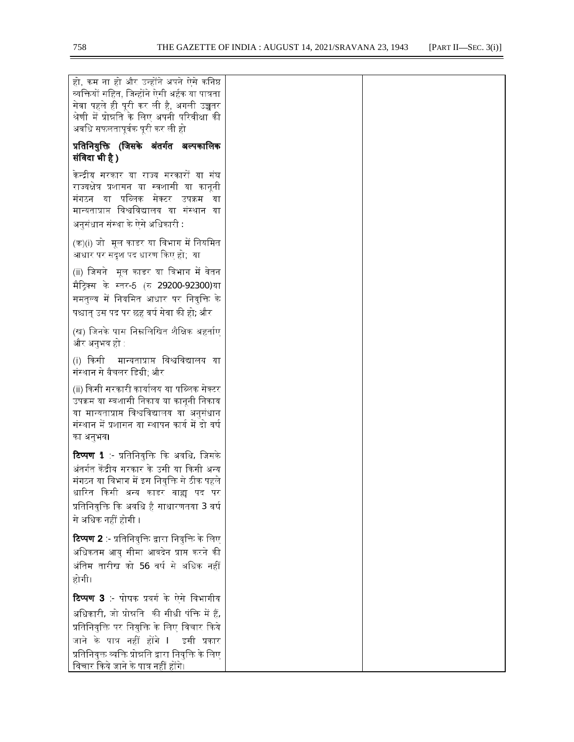| | | |
|---|---|---|
| हो, कम ना हो और उन्होंने अपने ऐसे कनिष्ठ व्यक्तियों सहित, जिन्होंने ऐसी अर्हक या पात्रता सेवा पहले ही पूरी कर ली है, अगली उच्चतर श्रेणी में प्रोन्नति के लिए अपनी परिवीक्षा की अवधि सफलतापूर्वक पूरी कर ली हो<br><br>**प्रतिनियुक्ति (जिसके अंतर्गत अल्पकालिक संविदा भी है )**<br><br>केन्द्रीय सरकार या राज्य सरकारों या संघ राज्यक्षेत्र प्रशासन या स्वशासी या कानूनी संगठन या पब्लिक सेक्टर उपक्रम या मान्यताप्राप्त विश्वविद्यालय या संस्थान या अनुसंधान संस्था के ऐसे अधिकारी :<br><br>(क)(i) जो मूल काडर या विभाग में नियमित आधार पर सदृश पद धारण किए हो; या<br><br>(ii) जिसने मूल काडर या विभाग में वेतन मैट्रिक्स के स्तर-5 (रु 29200-92300)या समतुल्य में नियमित आधार पर नियुक्ति के पश्चात् उस पद पर छह वर्ष सेवा की हो; और<br><br>(ख) जिनके पास निम्नलिखित शैक्षिक अहर्ताए और अनुभव हो :<br><br>(i) किसी मान्यताप्राप्त विश्वविद्यालय या संस्थान से बैचलर डिग्री; और<br><br>(ii) किसी सरकारी कार्यालय या पब्लिक सेक्टर उपक्रम या स्वशासी निकाय या कानूनी निकाय या मान्यताप्राप्त विश्वविद्यालय या अनुसंधान संस्थान में प्रशासन या स्थापन कार्य में दो वर्ष का अनुभव।<br><br>**टिप्पण 1** :- प्रतिनियुक्ति कि अवधि, जिसके अंतर्गत केंद्रीय सरकार के उसी या किसी अन्य संगठन या विभाग में इस नियुक्ति से ठीक पहले धारित किसी अन्य काडर बाह्य पद पर प्रतिनियुक्ति कि अवधि है साधारणतया 3 वर्ष से अधिक नहीं होगी ।<br><br>**टिप्पण 2** :- प्रतिनियुक्ति द्वारा नियुक्ति के लिए अधिकतम आयु सीमा आवदेन प्राप्त करने की अंतिम तारीख को 56 वर्ष से अधिक नहीं होगी।<br><br>**टिप्पण 3** :- पोषक प्रवर्ग के ऐसे विभागीय अधिकारी, जो प्रोन्नति की सीधी पंक्ति में हैं, प्रतिनियुक्ति पर नियुक्ति के लिए विचार किये जाने के पात्र नहीं होंगे । इसी प्रकार प्रतिनियुक्त व्यक्ति प्रोन्नति द्वारा नियुक्ति के लिए विचार किये जाने के पात्र नहीं होंगे। | | |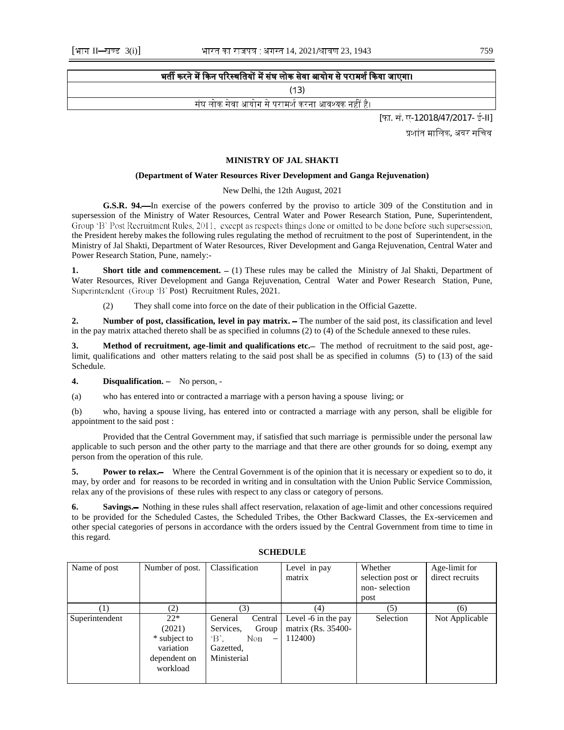| भर्ती करने में किन परिस्थितियों में संघ लोक सेवा आयोग से परामर्श किया जाएगा। |
| --- |
| (13) |
| संघ लोक सेवा आयोग से परामर्श करना आवश्यक नहीं है। |

[फा. सं. ए-12018/47/2017- ई-II]

प्रशांत मालिक, अवर सचिव

## MINISTRY OF JAL SHAKTI

### (Department of Water Resources River Development and Ganga Rejuvenation)

New Delhi, the 12th August, 2021

**G.S.R. 94.**—In exercise of the powers conferred by the proviso to article 309 of the Constitution and in supersession of the Ministry of Water Resources, Central Water and Power Research Station, Pune, Superintendent, Group 'B' Post Recruitment Rules, 2011, except as respects things done or omitted to be done before such supersession, the President hereby makes the following rules regulating the method of recruitment to the post of Superintendent, in the Ministry of Jal Shakti, Department of Water Resources, River Development and Ganga Rejuvenation, Central Water and Power Research Station, Pune, namely:-

**1. Short title and commencement.** – (1) These rules may be called the Ministry of Jal Shakti, Department of Water Resources, River Development and Ganga Rejuvenation, Central Water and Power Research Station, Pune, Superintendent (Group 'B' Post) Recruitment Rules, 2021.

(2) They shall come into force on the date of their publication in the Official Gazette.

**2. Number of post, classification, level in pay matrix.** – The number of the said post, its classification and level in the pay matrix attached thereto shall be as specified in columns (2) to (4) of the Schedule annexed to these rules.

**3. Method of recruitment, age-limit and qualifications etc.**– The method of recruitment to the said post, age-limit, qualifications and other matters relating to the said post shall be as specified in columns (5) to (13) of the said Schedule.

**4. Disqualification.** – No person, -

(a) who has entered into or contracted a marriage with a person having a spouse living; or

(b) who, having a spouse living, has entered into or contracted a marriage with any person, shall be eligible for appointment to the said post :

Provided that the Central Government may, if satisfied that such marriage is permissible under the personal law applicable to such person and the other party to the marriage and that there are other grounds for so doing, exempt any person from the operation of this rule.

**5. Power to relax.**– Where the Central Government is of the opinion that it is necessary or expedient so to do, it may, by order and for reasons to be recorded in writing and in consultation with the Union Public Service Commission, relax any of the provisions of these rules with respect to any class or category of persons.

**6. Savings.**– Nothing in these rules shall affect reservation, relaxation of age-limit and other concessions required to be provided for the Scheduled Castes, the Scheduled Tribes, the Other Backward Classes, the Ex-servicemen and other special categories of persons in accordance with the orders issued by the Central Government from time to time in this regard.

**SCHEDULE**

| Name of post | Number of post. | Classification | Level in pay matrix | Whether selection post or non- selection post | Age-limit for direct recruits |
| --- | --- | --- | --- | --- | --- |
| (1) | (2) | (3) | (4) | (5) | (6) |
| Superintendent | 22* (2021) * subject to variation dependent on workload | General Central Services, Group 'B', Non – Gazetted, Ministerial | Level -6 in the pay matrix (Rs. 35400-112400) | Selection | Not Applicable |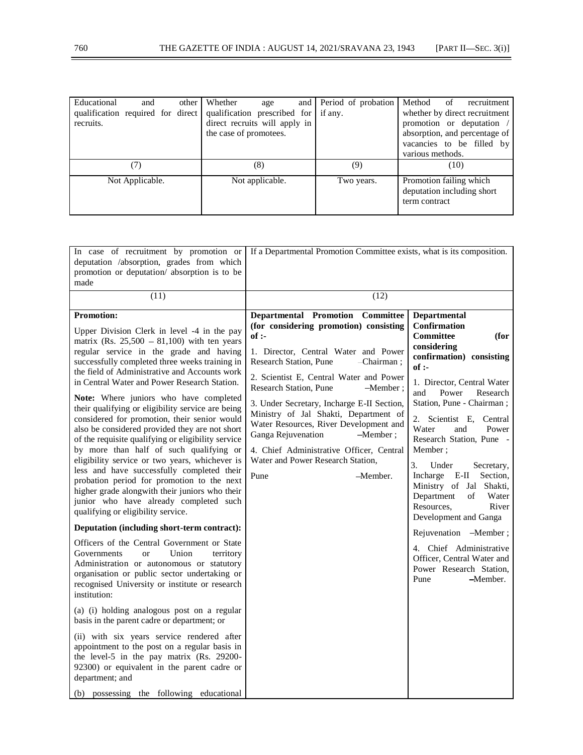| Educational and other qualification required for direct recruits. | Whether age and qualification prescribed for direct recruits will apply in the case of promotees. | Period of probation if any. | Method of recruitment whether by direct recruitment promotion or deputation / absorption, and percentage of vacancies to be filled by various methods. |
|---|---|---|---|
| (7) | (8) | (9) | (10) |
| Not Applicable. | Not applicable. | Two years. | Promotion failing which deputation including short term contract |

| In case of recruitment by promotion or deputation /absorption, grades from which promotion or deputation/ absorption is to be made | If a Departmental Promotion Committee exists, what is its composition. | |
|---|---|---|
| (11) | (12) | |
| **Promotion:**<br><br>Upper Division Clerk in level -4 in the pay matrix (Rs. 25,500 – 81,100) with ten years regular service in the grade and having successfully completed three weeks training in the field of Administrative and Accounts work in Central Water and Power Research Station.<br><br>**Note:** Where juniors who have completed their qualifying or eligibility service are being considered for promotion, their senior would also be considered provided they are not short of the requisite qualifying or eligibility service by more than half of such qualifying or eligibility service or two years, whichever is less and have successfully completed their probation period for promotion to the next higher grade alongwith their juniors who their junior who have already completed such qualifying or eligibility service.<br><br>**Deputation (including short-term contract):**<br><br>Officers of the Central Government or State Governments or Union territory Administration or autonomous or statutory organisation or public sector undertaking or recognised University or institute or research institution:<br><br>(a) (i) holding analogous post on a regular basis in the parent cadre or department; or<br><br>(ii) with six years service rendered after appointment to the post on a regular basis in the level-5 in the pay matrix (Rs. 29200-92300) or equivalent in the parent cadre or department; and<br><br>(b) possessing the following educational | **Departmental Promotion Committee (for considering promotion) consisting of :-**<br><br>1. Director, Central Water and Power Research Station, Pune –Chairman ;<br><br>2. Scientist E, Central Water and Power Research Station, Pune –Member ;<br><br>3. Under Secretary, Incharge E-II Section, Ministry of Jal Shakti, Department of Water Resources, River Development and Ganga Rejuvenation –Member ;<br><br>4. Chief Administrative Officer, Central Water and Power Research Station, Pune –Member. | **Departmental Confirmation Committee (for considering confirmation) consisting of :-**<br><br>1. Director, Central Water and Power Research Station, Pune - Chairman ;<br><br>2. Scientist E, Central Water and Power Research Station, Pune - Member ;<br><br>3. Under Secretary, Incharge E-II Section, Ministry of Jal Shakti, Department of Water Resources, River Development and Ganga Rejuvenation –Member ;<br><br>4. Chief Administrative Officer, Central Water and Power Research Station, Pune –Member. |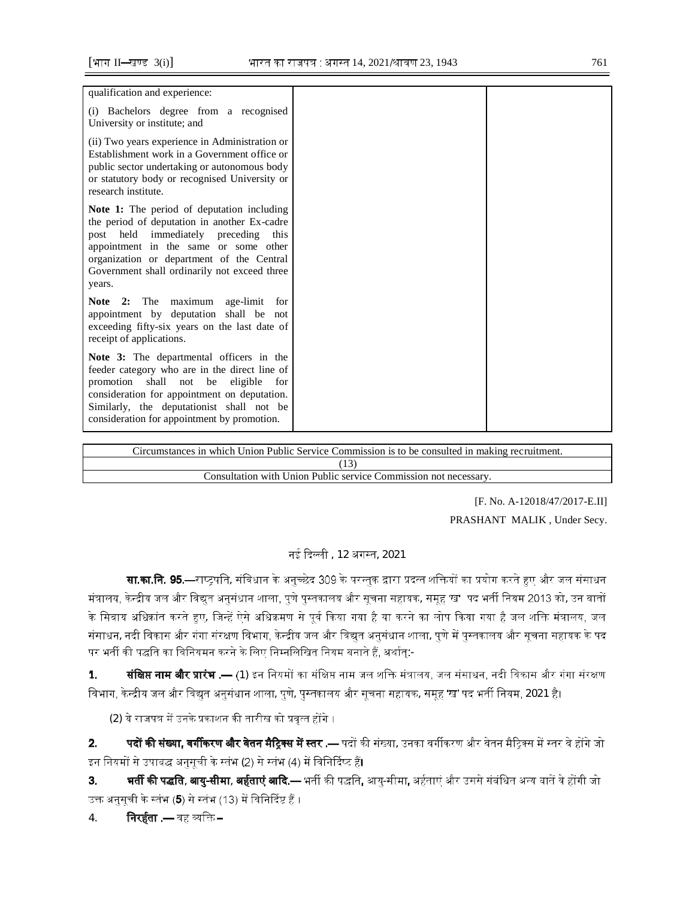| | | |
|---|---|---|
| qualification and experience:<br><br>(i) Bachelors degree from a recognised University or institute; and<br><br>(ii) Two years experience in Administration or Establishment work in a Government office or public sector undertaking or autonomous body or statutory body or recognised University or research institute.<br><br>**Note 1:** The period of deputation including the period of deputation in another Ex-cadre post held immediately preceding this appointment in the same or some other organization or department of the Central Government shall ordinarily not exceed three years.<br><br>**Note 2:** The maximum age-limit for appointment by deputation shall be not exceeding fifty-six years on the last date of receipt of applications.<br><br>**Note 3:** The departmental officers in the feeder category who are in the direct line of promotion shall not be eligible for consideration for appointment on deputation. Similarly, the deputationist shall not be consideration for appointment by promotion. | | |

| Circumstances in which Union Public Service Commission is to be consulted in making recruitment. |
|---|
| (13) |
| Consultation with Union Public service Commission not necessary. |

[F. No. A-12018/47/2017-E.II]

PRASHANT MALIK , Under Secy.

नई दिल्ली , 12 अगस्त, 2021

**सा.का.नि. 95.**—राष्ट्रपति, संविधान के अनुच्छेद 309 के परन्तुक द्वारा प्रदत्त शक्तियों का प्रयोग करते हुए और जल संसाधन मंत्रालय, केन्द्रीय जल और विद्युत अनुसंधान शाला, पुणे पुस्तकालय और सूचना सहायक, समूह 'ख' पद भर्ती नियम 2013 को, उन बातों के सिवाय अधिक्रांत करते हुए, जिन्हें ऐसे अधिक्रमण से पूर्व किया गया है या करने का लोप किया गया है जल शक्ति मंत्रालय, जल संसाधन, नदी विकास और गंगा संरक्षण विभाग, केन्द्रीय जल और विद्युत अनुसंधान शाला, पुणे में पुस्तकालय और सूचना सहायक के पद पर भर्ती की पद्धति का विनियमन करने के लिए निम्नलिखित नियम बनाते हैं, अर्थात्:-

**1. संक्षिप्त नाम और प्रारंभ .—** (1) इन नियमों का संक्षिप्त नाम जल शक्ति मंत्रालय, जल संसाधन, नदी विकास और गंगा संरक्षण विभाग, केन्द्रीय जल और विद्युत अनुसंधान शाला, पुणे, पुस्तकालय और सूचना सहायक, समूह 'ख' पद भर्ती नियम, 2021 है।

(2) ये राजपत्र में उनके प्रकाशन की तारीख को प्रवृत्त होंगे ।

**2. पदों की संख्या, वर्गीकरण और वेतन मैट्रिक्स में स्तर .—** पदों की संख्या, उनका वर्गीकरण और वेतन मैट्रिक्स में स्तर वे होंगे जो इन नियमों से उपाबद्ध अनुसूची के स्तंभ (2) से स्तंभ (4) में विनिर्दिष्ट हैं।

**3. भर्ती की पद्धति, आयु-सीमा, अर्हताएं आदि.—** भर्ती की पद्धति, आयु-सीमा, अर्हताएं और उससे संबंधित अन्य बातें वे होंगी जो उक्त अनुसूची के स्तंभ (**5**) से स्तंभ (13) में विनिर्दिष्ट हैं ।

4. **निरर्हता .—** वह व्यक्ति –